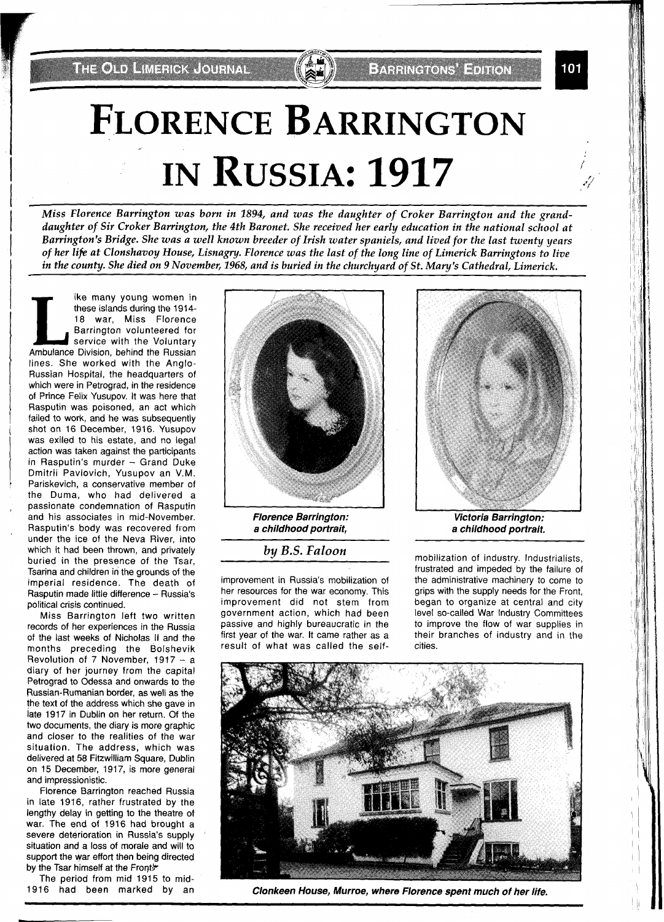# FLORENCE BARRINGTON IN RUSSIA: 1917

*Miss Florence Barrington was born in 1894, and was the daughter of Croker Barrington and the granddaughter of Sir Croker Barrington, the 4th Baronet. She received her early education in the national school at Barrington's Bridge. She was a well known breeder of Irish water spaniels, and lived for the last twenty years of her life at Clonshavoy House, Lisnagry. Florence was the last of the long line of Limerick Barringtons to live in the county. She died on 9 November, 1968, and is buried in the churchyard of St. Mary's Cathedral, Limerick.*

*by B.S. Faloon*

Like many young women in these islands during the 1914-18 war, Miss Florence Barrington volunteered for service with the Voluntary Ambulance Division, behind the Russian lines. She worked with the Anglo-Russian Hospital, the headquarters of which were in Petrograd, in the residence of Prince Felix Yusupov. It was here that Rasputin was poisoned, an act which failed to work, and he was subsequently shot on 16 December, 1916. Yusupov was exiled to his estate, and no legal action was taken against the participants in Rasputin's murder – Grand Duke Dmitrii Pavlovich, Yusupov an V.M. Pariskevich, a conservative member of the Duma, who had delivered a passionate condemnation of Rasputin and his associates in mid-November. Rasputin's body was recovered from under the ice of the Neva River, into which it had been thrown, and privately buried in the presence of the Tsar, Tsarina and children in the grounds of the imperial residence. The death of Rasputin made little difference – Russia's political crisis continued.

Miss Barrington left two written records of her experiences in the Russia of the last weeks of Nicholas II and the months preceding the Bolshevik Revolution of 7 November, 1917 – a diary of her journey from the capital Petrograd to Odessa and onwards to the Russian-Rumanian border, as well as the text of the address which she gave in late 1917 in Dublin on her return. Of the two documents, the diary is more graphic and closer to the realities of the war situation. The address, which was delivered at 58 Fitzwilliam Square, Dublin on 15 December, 1917, is more general and impressionistic.

Florence Barrington reached Russia in late 1916, rather frustrated by the lengthy delay in getting to the theatre of war. The end of 1916 had brought a severe deterioration in Russia's supply situation and a loss of morale and will to support the war effort then being directed by the Tsar himself at the Front.

The period from mid 1915 to mid-1916 had been marked by an improvement in Russia's mobilization of her resources for the war economy. This improvement did not stem from government action, which had been passive and highly bureaucratic in the first year of the war. It came rather as a result of what was called the self-mobilization of industry. Industrialists, frustrated and impeded by the failure of the administrative machinery to come to grips with the supply needs for the Front, began to organize at central and city level so-called War Industry Committees to improve the flow of war supplies in their branches of industry and in the cities.

**Florence Barrington: a childhood portrait,**

**Victoria Barrington: a childhood portrait.**

**Clonkeen House, Murroe, where Florence spent much of her life.**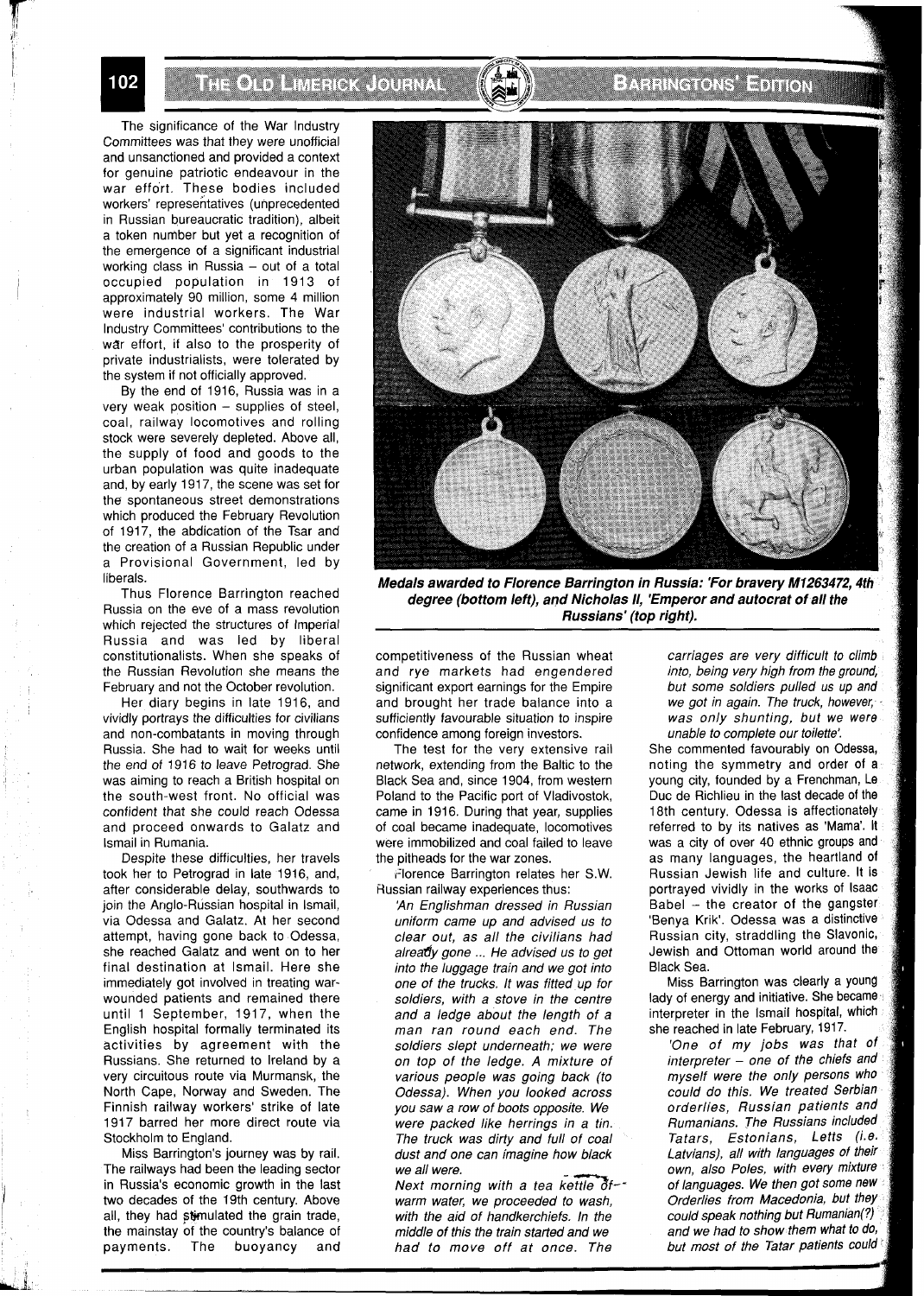The significance of the War Industry Committees was that they were unofficial and unsanctioned and provided a context for genuine patriotic endeavour in the war effort. These bodies included workers' representatives (unprecedented in Russian bureaucratic tradition), albeit a token number but yet a recognition of the emergence of a significant industrial working class in Russia – out of a total occupied population in 1913 of approximately 90 million, some 4 million were industrial workers. The War Industry Committees' contributions to the war effort, if also to the prosperity of private industrialists, were tolerated by the system if not officially approved.

By the end of 1916, Russia was in a very weak position – supplies of steel, coal, railway locomotives and rolling stock were severely depleted. Above all, the supply of food and goods to the urban population was quite inadequate and, by early 1917, the scene was set for the spontaneous street demonstrations which produced the February Revolution of 1917, the abdication of the Tsar and the creation of a Russian Republic under a Provisional Government, led by liberals.

Thus Florence Barrington reached Russia on the eve of a mass revolution which rejected the structures of Imperial Russia and was led by liberal constitutionalists. When she speaks of the Russian Revolution she means the February and not the October revolution.

Her diary begins in late 1916, and vividly portrays the difficulties for civilians and non-combatants in moving through Russia. She had to wait for weeks until the end of 1916 to leave Petrograd. She was aiming to reach a British hospital on the south-west front. No official was confident that she could reach Odessa and proceed onwards to Galatz and Ismail in Rumania.

Despite these difficulties, her travels took her to Petrograd in late 1916, and, after considerable delay, southwards to join the Anglo-Russian hospital in Ismail, via Odessa and Galatz. At her second attempt, having gone back to Odessa, she reached Galatz and went on to her final destination at Ismail. Here she immediately got involved in treating war-wounded patients and remained there until 1 September, 1917, when the English hospital formally terminated its activities by agreement with the Russians. She returned to Ireland by a very circuitous route via Murmansk, the North Cape, Norway and Sweden. The Finnish railway workers' strike of late 1917 barred her more direct route via Stockholm to England.

Miss Barrington's journey was by rail. The railways had been the leading sector in Russia's economic growth in the last two decades of the 19th century. Above all, they had stimulated the grain trade, the mainstay of the country's balance of payments. The buoyancy and competitiveness of the Russian wheat and rye markets had engendered significant export earnings for the Empire and brought her trade balance into a sufficiently favourable situation to inspire confidence among foreign investors.

**Medals awarded to Florence Barrington in Russia: 'For bravery M1263472, 4th degree (bottom left), and Nicholas II, 'Emperor and autocrat of all the Russians' (top right).**

The test for the very extensive rail network, extending from the Baltic to the Black Sea and, since 1904, from western Poland to the Pacific port of Vladivostok, came in 1916. During that year, supplies of coal became inadequate, locomotives were immobilized and coal failed to leave the pitheads for the war zones.

Florence Barrington relates her S.W. Russian railway experiences thus:

> *'An Englishman dressed in Russian uniform came up and advised us to clear out, as all the civilians had already gone ... He advised us to get into the luggage train and we got into one of the trucks. It was fitted up for soldiers, with a stove in the centre and a ledge about the length of a man ran round each end. The soldiers slept underneath; we were on top of the ledge. A mixture of various people was going back (to Odessa). When you looked across you saw a row of boots opposite. We were packed like herrings in a tin. The truck was dirty and full of coal dust and one can imagine how black we all were.*
>
> *Next morning with a tea kettle of warm water, we proceeded to wash, with the aid of handkerchiefs. In the middle of this the train started and we had to move off at once. The carriages are very difficult to climb into, being very high from the ground, but some soldiers pulled us up and we got in again. The truck, however, was only shunting, but we were unable to complete our toilette'.*

She commented favourably on Odessa, noting the symmetry and order of a young city, founded by a Frenchman, Le Duc de Richlieu in the last decade of the 18th century. Odessa is affectionately referred to by its natives as 'Mama'. It was a city of over 40 ethnic groups and as many languages, the heartland of Russian Jewish life and culture. It is portrayed vividly in the works of Isaac Babel – the creator of the gangster 'Benya Krik'. Odessa was a distinctive Russian city, straddling the Slavonic, Jewish and Ottoman world around the Black Sea.

Miss Barrington was clearly a young lady of energy and initiative. She became interpreter in the Ismail hospital, which she reached in late February, 1917.

> *'One of my jobs was that of interpreter – one of the chiefs and myself were the only persons who could do this. We treated Serbian orderlies, Russian patients and Rumanians. The Russians included Tatars, Estonians, Letts (i.e. Latvians), all with languages of their own, also Poles, with every mixture of languages. We then got some new Orderlies from Macedonia, but they could speak nothing but Rumanian(?) and we had to show them what to do, but most of the Tatar patients could*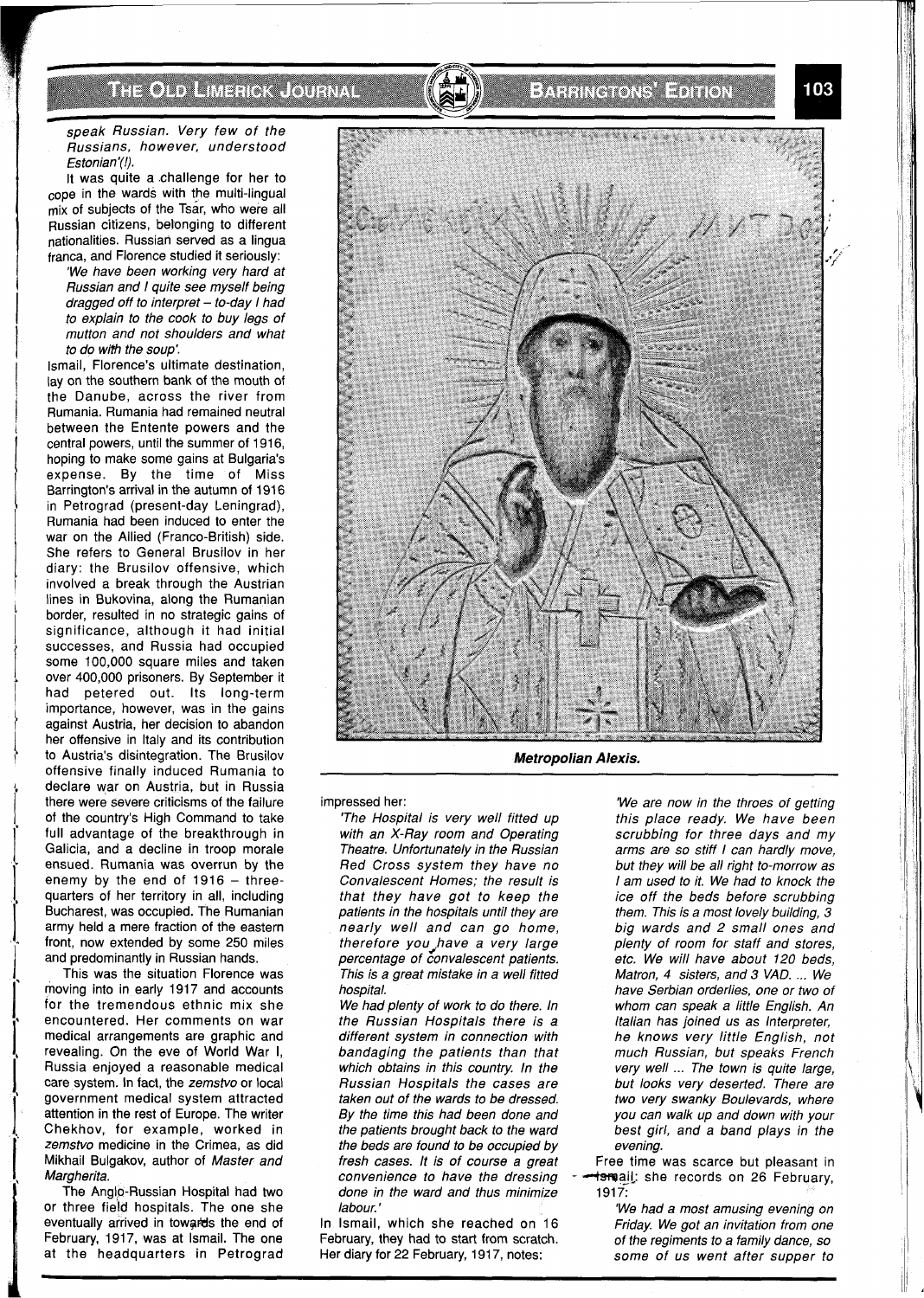*speak Russian. Very few of the Russians, however, understood Estonian'(!).*

It was quite a challenge for her to cope in the wards with the multi-lingual mix of subjects of the Tsar, who were all Russian citizens, belonging to different nationalities. Russian served as a lingua franca, and Florence studied it seriously:

> *'We have been working very hard at Russian and I quite see myself being dragged off to interpret – to-day I had to explain to the cook to buy legs of mutton and not shoulders and what to do with the soup'.*

Ismail, Florence's ultimate destination, lay on the southern bank of the mouth of the Danube, across the river from Rumania. Rumania had remained neutral between the Entente powers and the central powers, until the summer of 1916, hoping to make some gains at Bulgaria's expense. By the time of Miss Barrington's arrival in the autumn of 1916 in Petrograd (present-day Leningrad), Rumania had been induced to enter the war on the Allied (Franco-British) side. She refers to General Brusilov in her diary: the Brusilov offensive, which involved a break through the Austrian lines in Bukovina, along the Rumanian border, resulted in no strategic gains of significance, although it had initial successes, and Russia had occupied some 100,000 square miles and taken over 400,000 prisoners. By September it had petered out. Its long-term importance, however, was in the gains against Austria, her decision to abandon her offensive in Italy and its contribution to Austria's disintegration. The Brusilov offensive finally induced Rumania to declare war on Austria, but in Russia there were severe criticisms of the failure of the country's High Command to take full advantage of the breakthrough in Galicia, and a decline in troop morale ensued. Rumania was overrun by the enemy by the end of 1916 – three-quarters of her territory in all, including Bucharest, was occupied. The Rumanian army held a mere fraction of the eastern front, now extended by some 250 miles and predominantly in Russian hands.

This was the situation Florence was moving into in early 1917 and accounts for the tremendous ethnic mix she encountered. Her comments on war medical arrangements are graphic and revealing. On the eve of World War I, Russia enjoyed a reasonable medical care system. In fact, the *zemstvo* or local government medical system attracted attention in the rest of Europe. The writer Chekhov, for example, worked in *zemstvo* medicine in the Crimea, as did Mikhail Bulgakov, author of *Master and Margherita*.

The Anglo-Russian Hospital had two or three field hospitals. The one she eventually arrived in towards the end of February, 1917, was at Ismail. The one at the headquarters in Petrograd impressed her:

> *'The Hospital is very well fitted up with an X-Ray room and Operating Theatre. Unfortunately in the Russian Red Cross system they have no Convalescent Homes; the result is that they have got to keep the patients in the hospitals until they are nearly well and can go home, therefore you have a very large percentage of convalescent patients. This is a great mistake in a well fitted hospital.*
>
> *We had plenty of work to do there. In the Russian Hospitals there is a different system in connection with bandaging the patients than that which obtains in this country. In the Russian Hospitals the cases are taken out of the wards to be dressed. By the time this had been done and the patients brought back to the ward the beds are found to be occupied by fresh cases. It is of course a great convenience to have the dressing done in the ward and thus minimize labour.'*

In Ismail, which she reached on 16 February, they had to start from scratch. Her diary for 22 February, 1917, notes:

> *'We are now in the throes of getting this place ready. We have been scrubbing for three days and my arms are so stiff I can hardly move, but they will be all right to-morrow as I am used to it. We had to knock the ice off the beds before scrubbing them. This is a most lovely building, 3 big wards and 2 small ones and plenty of room for staff and stores, etc. We will have about 120 beds, Matron, 4 sisters, and 3 VAD. ... We have Serbian orderlies, one or two of whom can speak a little English. An Italian has joined us as Interpreter, he knows very little English, not much Russian, but speaks French very well ... The town is quite large, but looks very deserted. There are two very swanky Boulevards, where you can walk up and down with your best girl, and a band plays in the evening.*

Free time was scarce but pleasant in Ismail: she records on 26 February, 1917:

> *'We had a most amusing evening on Friday. We got an invitation from one of the regiments to a family dance, so some of us went after supper to*

**Metropolitan Alexis.**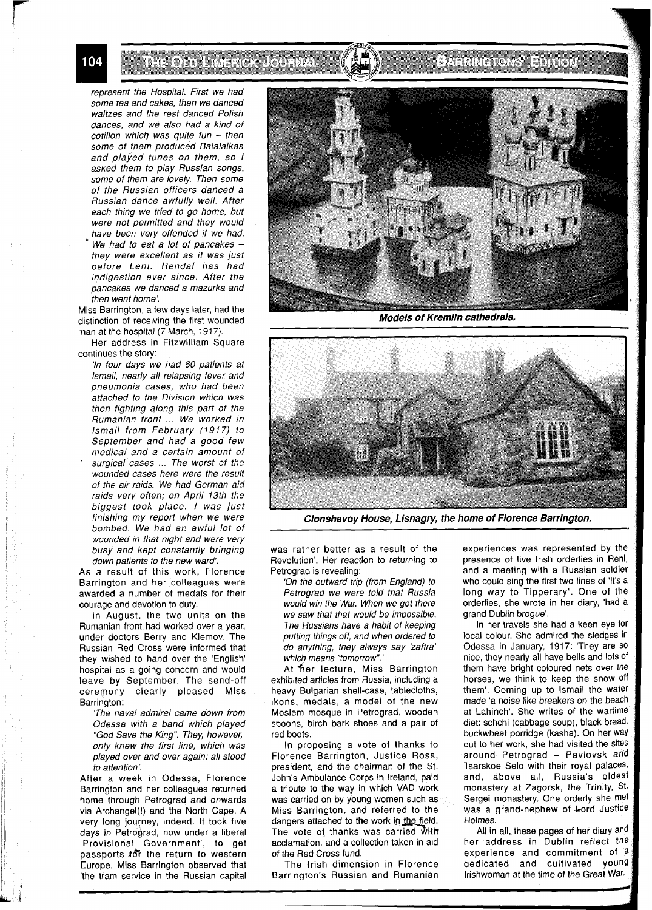*represent the Hospital. First we had some tea and cakes, then we danced waltzes and the rest danced Polish dances, and we also had a kind of cotillon which was quite fun – then some of them produced Balalaikas and played tunes on them, so I asked them to play Russian songs, some of them are lovely. Then some of the Russian officers danced a Russian dance awfully well. After each thing we tried to go home, but were not permitted and they would have been very offended if we had. We had to eat a lot of pancakes – they were excellent as it was just before Lent. Rendal has had indigestion ever since. After the pancakes we danced a mazurka and then went home'.*

Miss Barrington, a few days later, had the distinction of receiving the first wounded man at the hospital (7 March, 1917).

Her address in Fitzwilliam Square continues the story:

*'In four days we had 60 patients at Ismail, nearly all relapsing fever and pneumonia cases, who had been attached to the Division which was then fighting along this part of the Rumanian front ... We worked in Ismail from February (1917) to September and had a good few medical and a certain amount of surgical cases ... The worst of the wounded cases here were the result of the air raids. We had German aid raids very often; on April 13th the biggest took place. I was just finishing my report when we were bombed. We had an awful lot of wounded in that night and were very busy and kept constantly bringing down patients to the new ward'.*

As a result of this work, Florence Barrington and her colleagues were awarded a number of medals for their courage and devotion to duty.

In August, the two units on the Rumanian front had worked over a year, under doctors Berry and Klemov. The Russian Red Cross were informed that they wished to hand over the 'English' hospital as a going concern and would leave by September. The send-off ceremony clearly pleased Miss Barrington:

*'The naval admiral came down from Odessa with a band which played "God Save the King". They, however, only knew the first line, which was played over and over again: all stood to attention'.*

After a week in Odessa, Florence Barrington and her colleagues returned home through Petrograd and onwards via Archangel(!) and the North Cape. A very long journey, indeed. It took five days in Petrograd, now under a liberal 'Provisional Government', to get passports for the return to western Europe. Miss Barrington observed that 'the tram service in the Russian capital was rather better as a result of the Revolution'. Her reaction to returning to Petrograd is revealing:

*'On the outward trip (from England) to Petrograd we were told that Russia would win the War. When we got there we saw that that would be impossible. The Russians have a habit of keeping putting things off, and when ordered to do anything, they always say 'zaftra' which means "tomorrow".'*

At her lecture, Miss Barrington exhibited articles from Russia, including a heavy Bulgarian shell-case, tablecloths, ikons, medals, a model of the new Moslem mosque in Petrograd, wooden spoons, birch bark shoes and a pair of red boots.

In proposing a vote of thanks to Florence Barrington, Justice Ross, president, and the chairman of the St. John's Ambulance Corps in Ireland, paid a tribute to the way in which VAD work was carried on by young women such as Miss Barrington, and referred to the dangers attached to the work in the field. The vote of thanks was carried with acclamation, and a collection taken in aid of the Red Cross fund.

The Irish dimension in Florence Barrington's Russian and Rumanian experiences was represented by the presence of five Irish orderlies in Reni, and a meeting with a Russian soldier who could sing the first two lines of 'It's a long way to Tipperary'. One of the orderlies, she wrote in her diary, 'had a grand Dublin brogue'.

In her travels she had a keen eye for local colour. She admired the sledges in Odessa in January, 1917: 'They are so nice, they nearly all have bells and lots of them have bright coloured nets over the horses, we think to keep the snow off them'. Coming up to Ismail the water made 'a noise like breakers on the beach at Lahinch'. She writes of the wartime diet: schchi (cabbage soup), black bread, buckwheat porridge (kasha). On her way out to her work, she had visited the sites around Petrograd – Pavlovsk and Tsarskoe Selo with their royal palaces, and, above all, Russia's oldest monastery at Zagorsk, the Trinity, St. Sergei monastery. One orderly she met was a grand-nephew of Lord Justice Holmes.

All in all, these pages of her diary and her address in Dublin reflect the experience and commitment of a dedicated and cultivated young Irishwoman at the time of the Great War.

**Models of Kremlin cathedrals.**

**Clonshavoy House, Lisnagry, the home of Florence Barrington.**